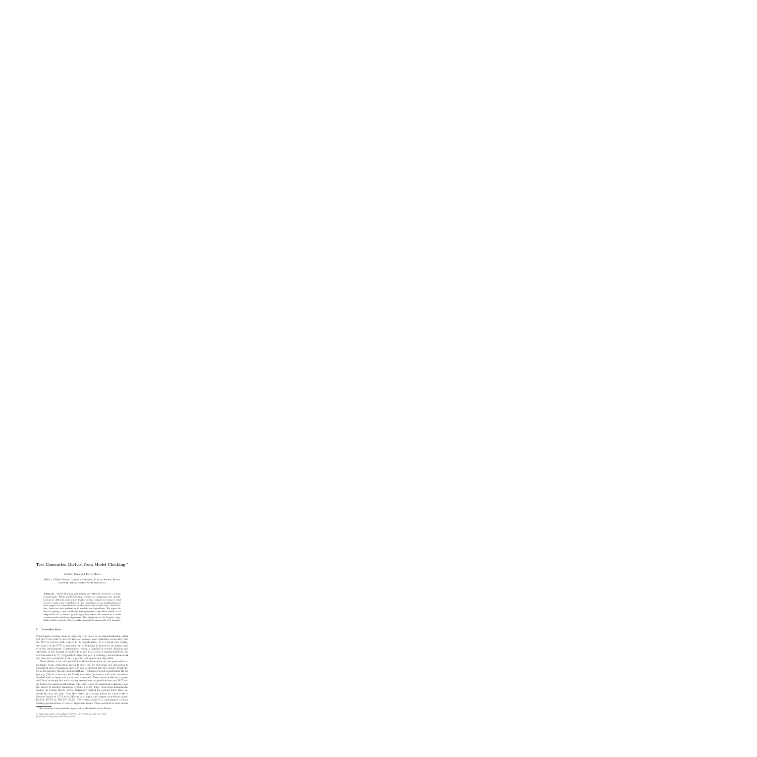# Test Generation Derived from Model-Checking *

Thierry Jéron and Pierre Morel

IRISA / INRIA Rennes, Campus de Beaulieu, F-35042 Rennes, France,
{Thierry.Jeron, Pierre.Morel}@irisa.fr

**Abstract.** Model-checking and testing are different activities, at least conceptually. While model-checking consists in comparing two specifications at different abstraction levels, testing consists in trying to find errors or gain some confidence in the correctness of an implementation with respect to a specification by the execution of test cases. Nevertheless, there are also similarities in models and algorithms. We argue for this by giving a new on-the-fly test generation algorithm which is an adaptation of a classical graph algorithm which also serves as a basis of some model-checking algorithms. This algorithm is the Tarjan's algorithm which computes the strongly connected components of a digraph.

## 1 Introduction

Conformance testing aims at applying test cases to an implementation under test (*IUT*) in order to detect errors or increase ones confidence in the fact that the *IUT* is correct with respect to its specification. It is a black box testing: the source of the *IUT* is unknown but its behavior is known by its interactions with the environment. Conformance testing is applied in several domains and especially in the domain of protocols where its activity is standardized but not well formalized by [1]. [16] partly bridges this gap by defining a formal framework but does not instantiate it into a precise test generation algorithm.

Nevertheless, a lot of theoretical work has been done on test generation algorithms. Some syntactical methods exist but we will limit our discussion to semantical ones. Semantical methods can be divided into two classes which differ on the models, theories and algorithms. Techniques based on automata theory (see e.g. [20] for a survey) use Mealy machines (automata with each transition labelled with an input and an output) as models. They theoretically have a powerful fault coverage but make strong assumptions on specifications and *IUT* and are limited to small specifications. The other class of semantical techniques uses the model of labelled transition systems (*LTS*). They stem from fundamental studies on testing theory [8,2,5]. Originally defined for general *LTS*, their applicability was not clear. But they were the starting points for more realistic theories based on *LTS* with differentiated input and output transitions named *IOSM*, *IOTS* or *IOLTS* [22,23]. The central point is a conformance relation relating specifications to correct implementations. These methods at least insure

---

* This work has been partially supported by the french action Forma

N. Halbwachs and D. Peled (Eds.): CAV'99, LNCS 1633, pp. 108–121, 1999.
© Springer-Verlag Berlin Heidelberg 1999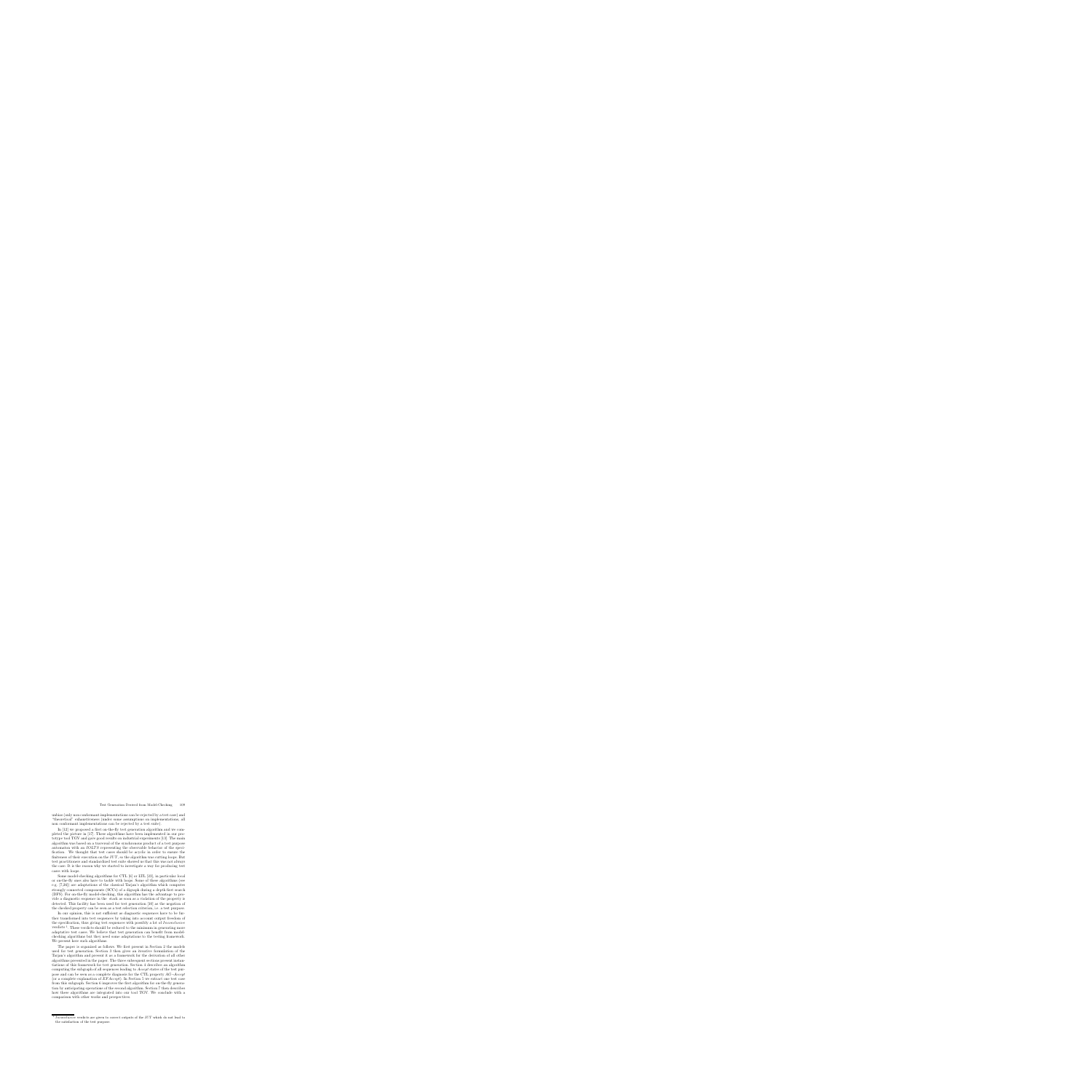unbiase (only non-conformant implementations can be rejected by a test case) and "theoretical" exhaustiveness (under some assumptions on implementations, all non conformant implementations can be rejected by a test suite).

In [12] we proposed a first on-the-fly test generation algorithm and we completed the picture in [17]. These algorithms have been implemented in our prototype tool TGV and gave good results on industrial experiments [13]. The main algorithm was based on a traversal of the synchronous product of a test purpose automaton with an *IOLTS* representing the observable behavior of the specification. We thought that test cases should be acyclic in order to ensure the finiteness of their execution on the *IUT*, so the algorithm was cutting loops. But test practitioners and standardized test suite showed us that this was not always the case. It is the reason why we started to investigate a way for producing test cases with loops.

Some model-checking algorithms for CTL [6] or LTL [23], in particular local or on-the-fly ones also have to tackle with loops. Some of these algorithms (see e.g. [7,26]) are adaptations of the classical Tarjan's algorithm which computes strongly connected components (SCC's) of a digraph during a depth first search (DFS). For on-the-fly model-checking, this algorithm has the advantage to provide a diagnostic sequence in the stack as soon as a violation of the property is detected. This facility has been used for test generation [10] as the negation of the checked property can be seen as a test selection criterion, i.e. a test purpose.

In our opinion, this is not sufficient as diagnostic sequences have to be further transformed into test sequences by taking into account output freedom of the specification, thus giving test sequences with possibly a lot of *Inconclusive* verdicts [1]. These verdicts should be reduced to the minimum in generating more adaptative test cases. We believe that test generation can benefit from model-checking algorithms but they need some adaptations to the testing framework. We present here such algorithms.

The paper is organized as follows. We first present in Section 2 the models used for test generation. Section 3 then gives an iterative formulation of the Tarjan's algorithm and present it as a framework for the derivation of all other algorithms presented in the paper. The three subsequent sections present instantiations of this framework for test generation. Section 4 describes an algorithm computing the subgraph of all sequences leading to *Accept* states of the test purpose and can be seen as a complete diagnostic for the CTL property $AG\neg Accept$ (or a complete explanation of $EFAccept$). In Section 5 we extract one test case from this subgraph. Section 6 improves the first algorithm for on-the-fly generation by anticipating operations of the second algorithm. Section 7 then describes how these algorithms are integrated into our tool TGV. We conclude with a comparison with other works and perspectives.

---

[1] *Inconclusive* verdicts are given to correct outputs of the *IUT* which do not lead to the satisfaction of the test purpose.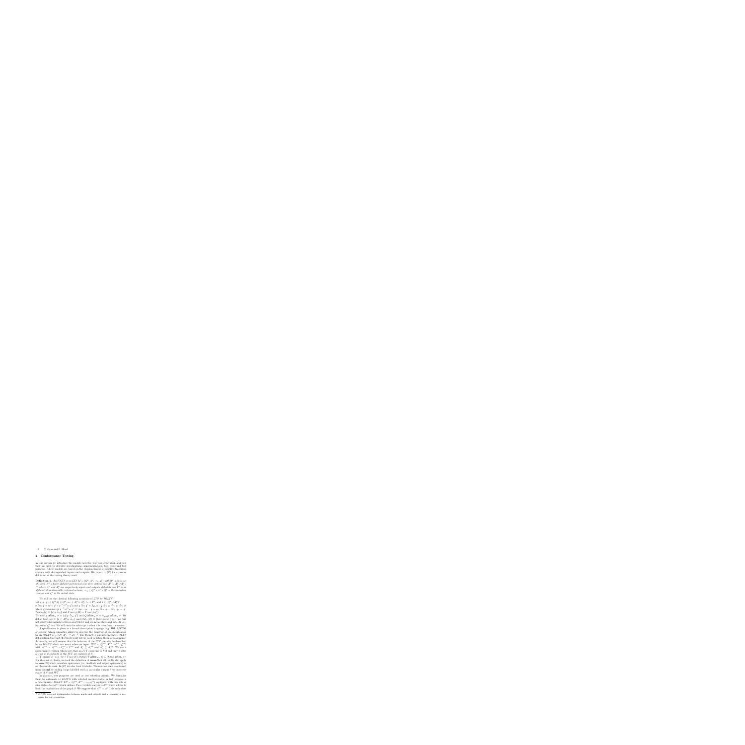## 2 Conformance Testing

In this section we introduce the models used for test case generation and how they are used to describe specifications, implementations, test cases and test purposes. These models are based on the classical model of labelled transition systems with distinguished inputs and outputs. We report to [25] for a precise definition of the testing theory used.

**Definition 1.** *An IOLTS is an LTS $M = (Q^M, A^M, \rightarrow_M, q_0^M)$ with $Q^M$ a finite set of states, $A^M$ a finite alphabet partitioned into three distinct sets $A^M = A_I^M \cup A_O^M \cup I^M$ where $A_I^M$ and $A_O^M$ are respectively inputs and outputs alphabets and $I^M$ is an alphabet of unobservable, internal actions, $\rightarrow_M \subseteq Q^M \times A^M \times Q^M$ is the transition relation and $q_0^M$ is the initial state.*

We will use the classical following notations of LTS for IOLTS.
Let $q, q', q_{(i)} \in Q^M$, $Q \subseteq Q^M$, $a_{(i)} \in A_I^M \cup A_O^M$, $\tau_{(i)} \in I^M$, and $\sigma \in (A_I^M \cup A_O^M)^*$.
$q \stackrel{\epsilon}{\Rightarrow}_M q' \equiv (q = q' \vee q \stackrel{\tau_1 \ldots \tau_n}{\rightarrow}_M q')$ and $q \stackrel{a}{\Rightarrow}_M q' \equiv \exists q_1, q_2 : q \stackrel{\epsilon}{\Rightarrow}_M q_1 \stackrel{a}{\rightarrow}_M q_2 \stackrel{\epsilon}{\Rightarrow}_M q'$ which generalizes in $q \stackrel{a_1 \ldots a_n}{\Rightarrow}_M q' \equiv \exists q_0, \ldots q_n : q = q_0 \stackrel{a_1}{\Rightarrow}_M q_1 \ldots \stackrel{a_n}{\Rightarrow}_M q_n = q'$.
$Trace_M(q) \equiv \{\sigma | q \stackrel{\sigma}{\Rightarrow}_M\}$ and $Trace_M(M) = Trace_M(q_0^M)$.
We note $q$ **after**$_M$ $\sigma \equiv \{q' | q \stackrel{\sigma}{\Rightarrow}_M q'\}$ and $Q$ **after**$_M$ $\sigma \equiv \cup_{q \in Q} q$ **after**$_M$ $\sigma$. We define $Out_M(q) \equiv \{a \in A_O^M | q \stackrel{a}{\Rightarrow}_M\}$ and $Out_M(Q) \equiv \{Out_M(q) | q \in Q\}$. We will not always distinguish between an IOLTS and its initial state and note $M \Rightarrow_M$ instead of $q_0^M \Rightarrow_M$. We will omit the subscript $M$ when it is clear from the context.

A specification is given in a formal description language (e.g. SDL, LOTOS or Estelle) which semantics allows to describe the behavior of the specification by an IOLTS $S = (Q^S, A^S, \rightarrow^S, q_0^S)$ [1]. The IOLTS $S$ and intermediate IOLTS defined from S are not effectively built but we need to define them for reasoning. As usually, we will assume that the behavior of the IUT can also be described by an IOLTS which can never refuse an input: $IUT = (Q^{IUT}, A^{IUT}, \rightarrow^{IUT}, q_0^{IUT})$ with $A^{IUT} = A_O^{IUT} \cup A_I^{IUT} \cup I^{IUT}$ and $A_I^S \subseteq A_I^{IUT}$ and $A_O^S \subseteq A_O^{IUT}$. We use a conformance relation which says that an IUT conforms to S if and only if after a trace of S, outputs of the IUT are outputs of S:
$IUT$ **ioconf** $S \iff \forall \sigma \in Trace(S), Out(IUT$ **after**$_{IUT}$ $\sigma) \subseteq Out(S$ **after**$_S$ $\sigma)$.
For the sake of clarity, we took the definition of **ioconf** but all results also apply to **ioco** [25] which considers quiescence (i.e. deadlock and output quiescence) as an observable event. In [17] we also treat livelocks. The relation **ioco** is obtained from **ioconf** by adding loops labelled with a particular output $\delta$ to quiescent states of $S$ and $IUT$.

In practice, test purposes are used as test selection criteria. We formalize them by automata i.e IOLTS with selected marked states. A test purpose is a deterministic IOLTS $TP = (Q^{tp}, A^{tp}, \rightarrow_{tp}, q_0^{tp})$ equipped with two sets of sink states $Accept^{tp}$ which defines Pass verdicts and $Reject^{tp}$ which allows to limit the exploration of the graph $S$. We suppose that $A^{tp} = A^S$ (this authorizes

[1] LOTOS does not distinguishes between inputs and outputs and a renaming is necessary for test generation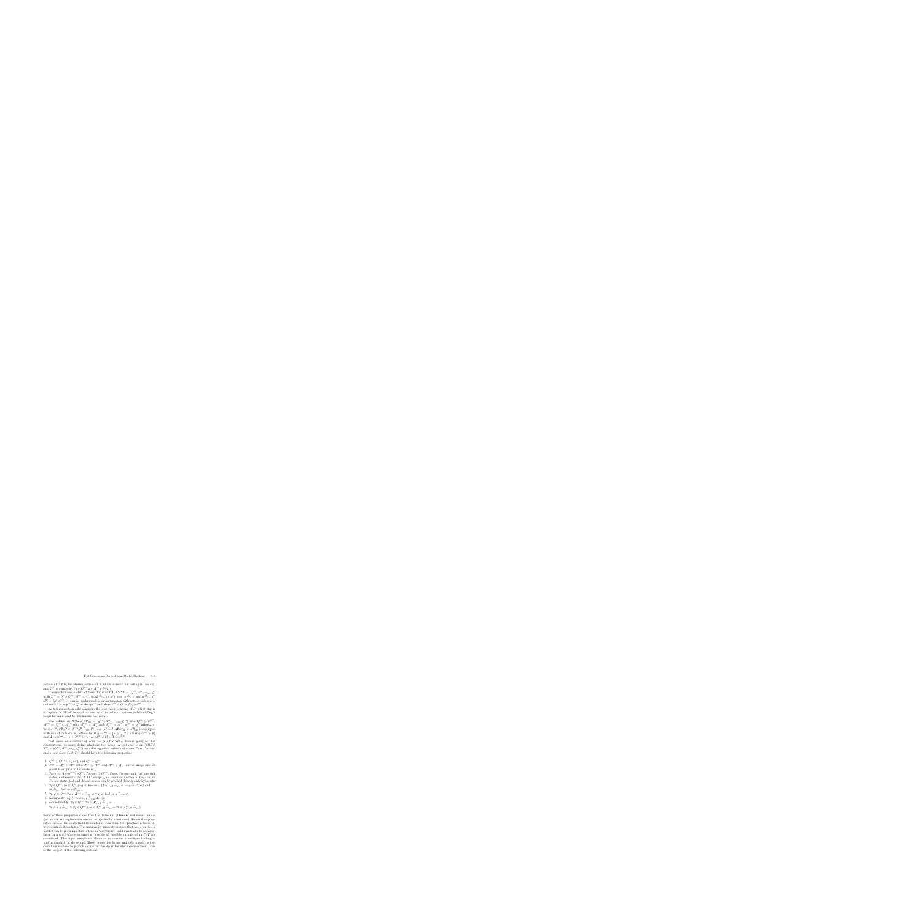actions of $TP$ to be internal actions of $S$ which is useful for testing in context) and $TP$ is complete ($\forall q \in Q^{tp}, a \in A^{tp}\ q \xrightarrow{a}_{tp}$).

The synchronous product of $S$ and $TP$ is an $IOLTS$ $SP = (Q^{sp}, A^{sp}, \rightarrow_{sp}, q_0^{sp})$ with $Q^{sp} = Q^s \times Q^{tp}$, $A^{sp} = A^s$, $(p,q) \xrightarrow{a}_{sp} (p',q') \iff p \xrightarrow{a}_s p'$ and $q \xrightarrow{a}_{tp} q'$, $q_0^{sp} = (q_0^s, q_0^{tp})$. It can be understood as an automaton with sets of sink states defined by $Accept^{sp} = Q^s \times Accept^{tp}$ and $Reject^{sp} = Q^s \times Reject^{tp}$.

As test generation only considers the observable behavior of $S$, a first step is to replace in $SP$ all internal actions by $\tau$, to reduce $\tau$ actions (while adding $\delta$ loops for **ioco**) and to determinize the result.

This defines an $IOLTS$ $SP_{vis} = (Q^{vis}, A^{vis}, \rightarrow_{vis}, q_0^{vis})$ with $Q^{vis} \subseteq 2^{Q^{sp}}$, $A^{vis} = A_?^{vis} \cup A_!^{vis}$ with $A_?^{vis} = A_?^s$ and $A_!^{vis} = A_!^s$, $q_0^{vis} = q_0^{sp}$ **after**$_{sp}$ $\epsilon$, $\forall a \in A^{vis}, \forall P, P' \in Q^{vis}, P \xrightarrow{a}_{vis} P' \iff P' = P$ **after**$_{sp}$ $a$. $SP_{vis}$ is equipped with sets of sink states defined by $Reject^{vis} = \{s \in Q^{vis} \mid s \cap Reject^{sp} \neq \emptyset\}$ and $Accept^{vis} = \{s \in Q^{vis} \mid s \cap Accept^{sp} \neq \emptyset\} \setminus Reject^{vis}$.

Test cases are constructed from the $IOLTS$ $SP_{vis}$. Before going to that construction, we must define what are test cases. A test case is an $IOLTS$ $TC = (Q^{tc}, A^{tc}, \rightarrow_{tc}, q_0^{tc})$ with distinguished subsets of states $Pass$, $Inconc$, and a new state $fail$. $TC$ should have the following properties:

1. $Q^{tc} \subseteq Q^{vis} \cup \{fail\}$, and $q_0^{tc} = q_0^{vis}$,
2. $A^{tc} = A_?^{tc} \cup A_!^{tc}$ with $A_?^{tc} \subseteq A_!^{vis}$ and $A_!^{tc} \subseteq A_?^s$ (mirror image and all possible outputs of $I$ considered),
3. $Pass = Accept^{vis} \cap Q^{tc}$, $Inconc \subseteq Q^{vis}$, $Pass$, $Inconc$ and $fail$ are sink states and every state of $TC$ except $fail$ can reach either a $Pass$ or an $Inconc$ state, $fail$ and $Inconc$ states can be reached directly only by inputs,
4. $\forall q \in Q^{tc}, \forall a \in A_?^{tc}, (\exists q' \in Inconc \cup \{fail\}, q \xrightarrow{a}_{tc} q' \Rightarrow q \xrightarrow{a} Pass)$ and $(q \xrightarrow{a}_{tc} fail \Rightarrow q \not\xrightarrow{a}_{vis})$,
5. $\forall q, q' \in Q^{tc}, \forall a \in A^{tc}, q \xrightarrow{a}_{tc} q' \wedge q' \neq fail \Rightarrow q \xrightarrow{a}_{vis} q'$,
6. maximality: $\forall q \in Inconc, q \not\xrightarrow{*}_{vis} Accept$,
7. controllability: $\forall q \in Q^{tc}, \forall a \in A_!^{tc}, q \xrightarrow{a}_{tc} \Rightarrow$
$\forall b \neq a, q \not\xrightarrow{b}_{tc} \wedge \forall q \in Q^{tc}, (\exists a \in A_?^{tc}, q \xrightarrow{a}_{tc} \Rightarrow \forall b \in A_?^{tc}, q \xrightarrow{b}_{tc})$.

Some of these properties come from the definition of **ioconf** and ensure unbias (i.e. no correct implementation can be rejected by a test case). Some other properties such as the controllability condition come from test practice: a tester always controls its outputs. The maximality property ensures that no $Inconclusive$ verdict can be given in a state where a $Pass$ verdict could eventually be obtained later. In a state where an input is possible all possible outputs of an $SUT$ are considered. This input completion allows us to consider transitions leading to $fail$ as implicit in the sequel. These properties do not uniquely identify a test case, thus we have to provide a constructive algorithm which ensures them. This is the subject of the following sections.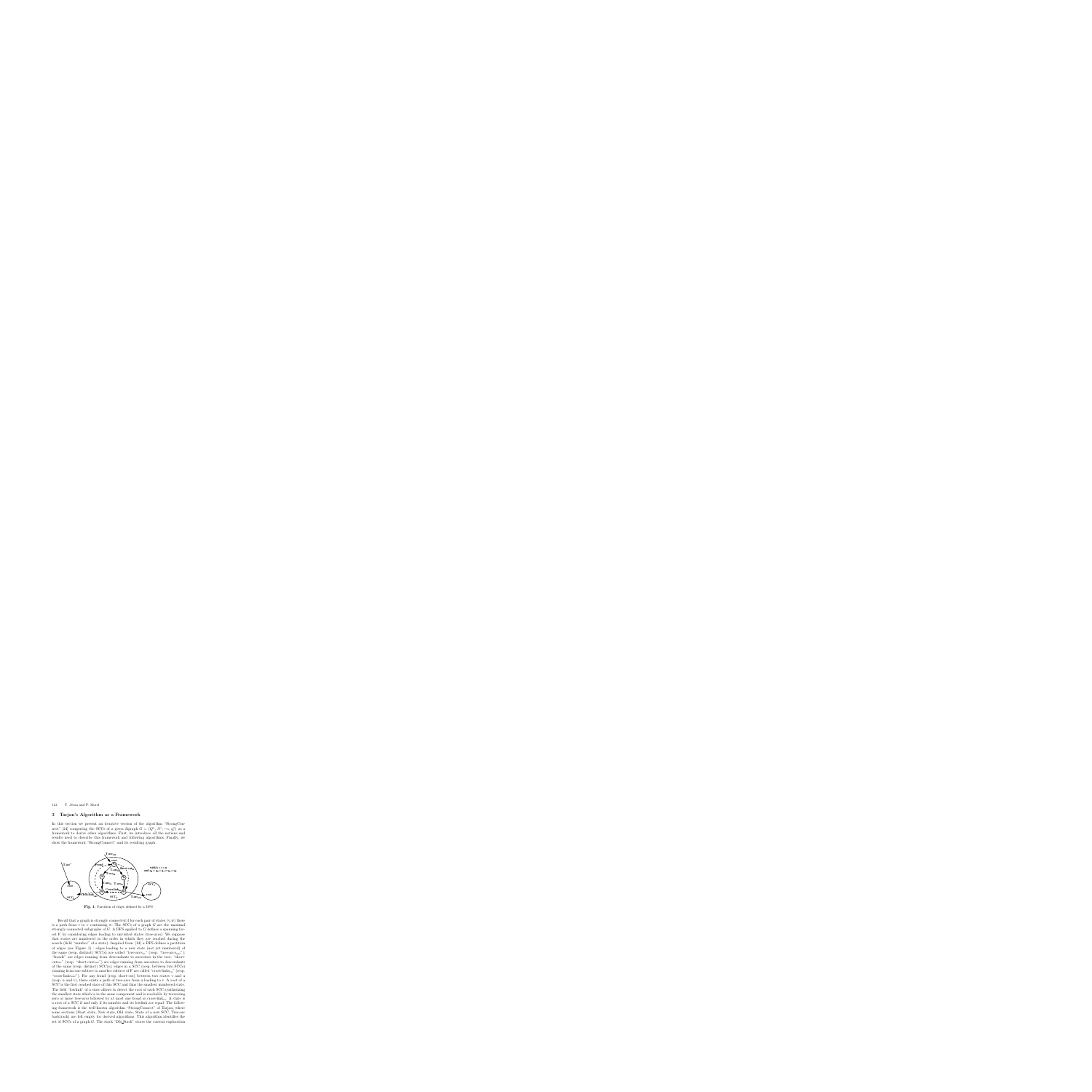## 3 Tarjan's Algorithm as a Framework

In this section we present an iterative version of the algorithm "StrongConnect" [24] computing the SCCs of a given digraph $G = (Q^G, A^G, \rightarrow, q_i^G)$ as a framework to derive other algorithms. First, we introduce all the notions and results used to describe this framework and following algorithms. Finally, we show the framework "StrongConnect" and its resulting graph.

**Fig. 1.** Partition of edges defined by a DFS

Recall that a graph is strongly connected if for each pair of states $(v,w)$ there is a path from $v$ to $v$ containing $w$. The SCCs of a graph $G$ are the maximal strongly connected subgraphs of $G$. A DFS applied to $G$ defines a spanning forest F by considering edges leading to unvisited states (tree-arcs). We suppose that states are numbered in the order in which they are reached during the search (field "number" of a state). Inspired from [24] a DFS defines a partition of edges (see Figure 1) : edges leading to a new state (not yet numbered) of the same (resp. distinct) SCC(s) are called "tree-arcs$_{in}$" (resp. "tree-arcs$_{out}$"); "fronds" are edges running from descendants to ancestors in the tree; "short-cuts$_{in}$" (resp. "short-cuts$_{out}$") are edges running from ancestors to descendants of the same (resp. distinct) SCC(s); edges in a SCC (resp. between two SCCs) running from one subtree to another subtree of F are called "cross-links$_{in}$" (resp. "cross-links$_{out}$"). For any frond (resp. short-cut) between two states $v$ and $u$ (resp. $u$ and $v$), there exists a path of tree-arcs from $u$ leading to $v$. A root of a SCC is the first reached state of this SCC and thus the smallest numbered state. The field "lowlink" of a state allows to detect the root of each SCC synthesizing the smallest state which is in the same component and is reachable by traversing zero or more tree-arcs followed by at most one frond or cross-link$_{in}$. A state is a root of a SCC if and only if its number and its lowlink are equal. The following framework is the well-known algorithm "StrongConnect" of Tarjan, where some sections (Start state, New state, Old state, State of a new SCC, Tree-arc backtrack) are left empty for derived algorithms. This algorithm identifies the set of SCCs of a graph G. The stack "DS_Stack" stores the current exploration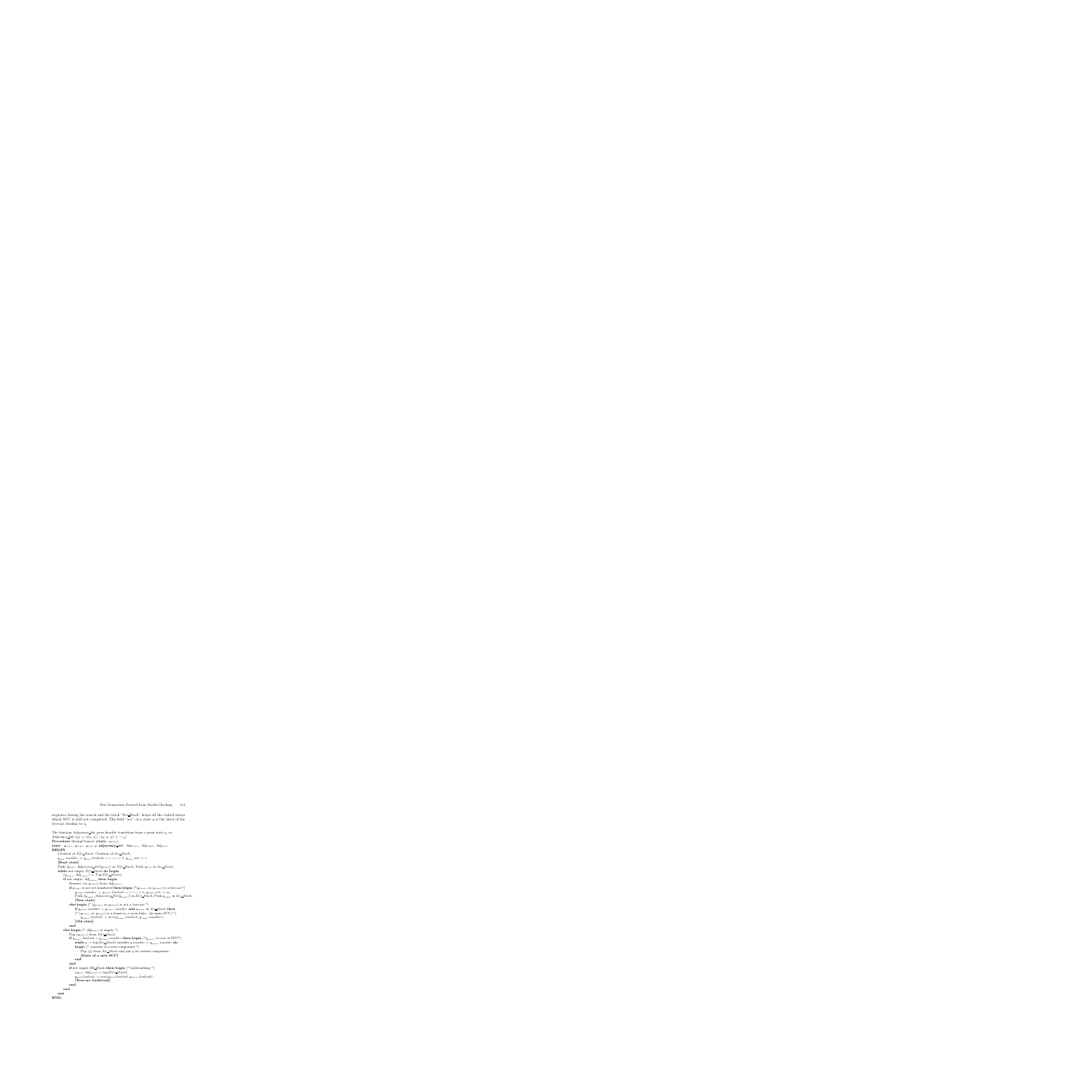sequence during the search and the stack "Scc_Stack" keeps all the visited states which SCC is still not completed. The field "act" of a state q is the label of the tree-arc leading to q.

The function Adjacency_Set gives feasible transitions from a given state q, so: Adjacency_Set $(q) = \{(a, q') \mid (q, a, q') \in \rightarrow_S\}$

```
Procedure StrongConnect (state : q_init);
state : q_current, q_next, q_root, q; adjacency_set : Adj_current, Adj_next;
BEGIN
   Creation of DFS_Stack; Creation of Scc_Stack;
   q_init.number := q_init.lowlink := i := i + 1; q_init.act := ε;
   [Start state]
   Push (q_init, Adjacency_Set(q_init)) in DFS_Stack; Push q_init in Scc_Stack;
   while not empty DFS_Stack do begin
      (q_current, Adj_current) := Top(DFS_Stack);
      if not empty Adj_current then begin
         Remove (m, q_next) from Adj_current;
         if q_next is not yet numbered then begin (* (q_current, m, q_next) is a tree-arc*)
            q_next.number := q_next.lowlink := i := i + 1; q_next.act := m;
            Push (q_next, Adjacency_Set(q_next)) in DFS_Stack; Push q_next in Scc_Stack;
            [New state]
         end
         else begin (* (q_current, m, q_next) is not a tree-arc *)
            if q_next.number < q_current.number and q_next in Scc_Stack then
            (* (q_current, m, q_next) is a frond or a cross-link, (in same SCC) *)
               q_current.lowlink := min(q_current.lowlink, q_next.number);
            [Old state]
         end
      end
      else begin (* Adj_current is empty *)
         Pop (q_current) from DFS_Stack;
         if q_current.lowlink = q_current.number then begin (*q_current is root of SCC*)
            while (q := top(Scc_Stack)) satisfies q.number ≥ q_current.number do
            begin (* creation of a new component *)
               Pop (q) from Scc_Stack and put q in current component;
               [State of a new SCC]
            end
         end
         if not empty DFS_Stack then begin (* backtracking *)
            (q_root, Adj_root) := top(DFS_Stack);
            q_root.lowlink := min(q_root.lowlink, q_current.lowlink);
            [Tree-arc backtrack]
         end
      end
   end
END;
```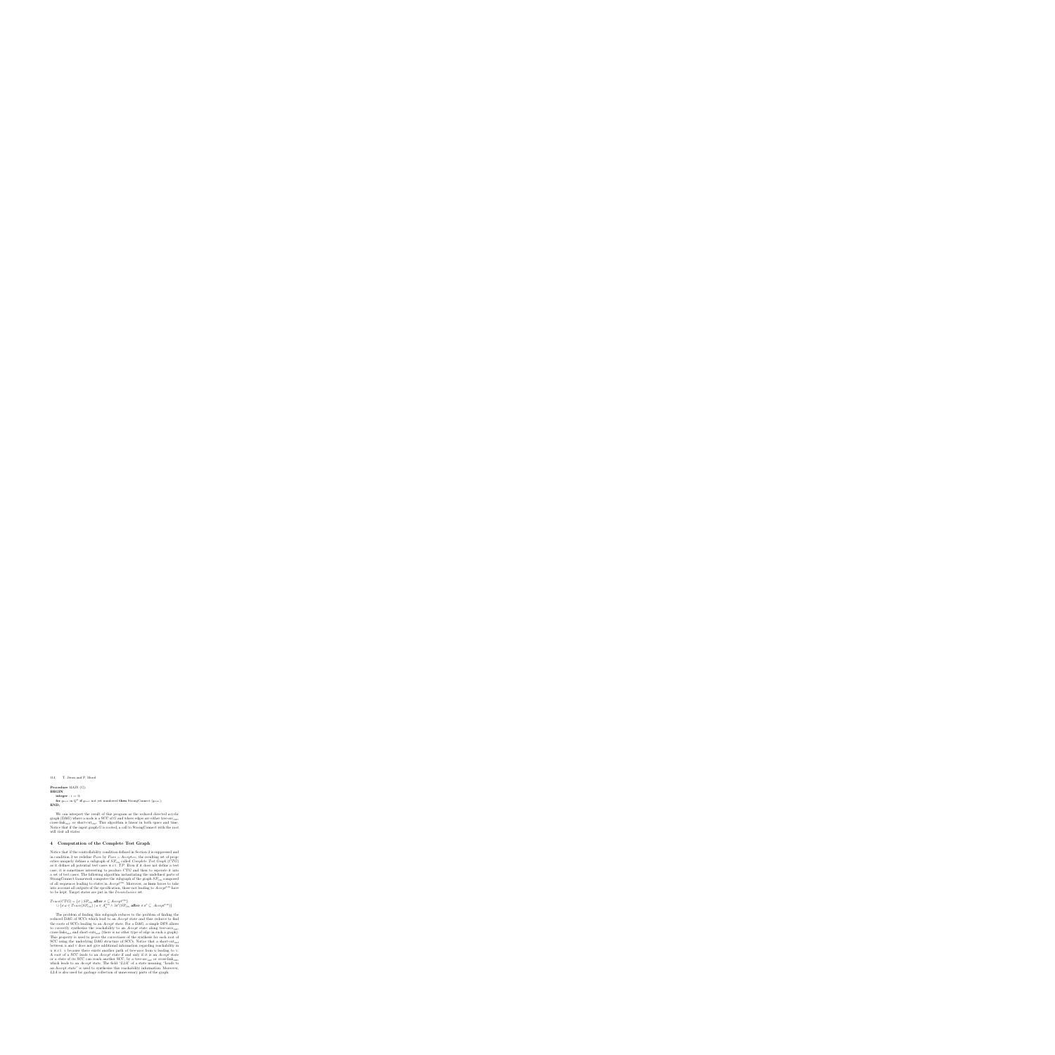**Procedure** MAIN (G);
**BEGIN**
&nbsp;&nbsp;&nbsp;&nbsp;**integer** : $i := 0$;
&nbsp;&nbsp;&nbsp;&nbsp;**for** $q_{init}$ in $Q^0$ **if** $q_{init}$ not yet numbered **then** StrongConnect ($q_{init}$);
**END**;

We can interpret the result of this program as the reduced directed acyclic graph (DAG) where a node is a SCC of $G$ and where edges are either tree-arc$_{out}$, cross-link$_{out}$ or short-cut$_{out}$. This algorithm is linear in both space and time. Notice that if the input graph $G$ is rooted, a call to StrongConnect with the root will visit all states.

## 4 Computation of the Complete Test Graph

Notice that if the controllability condition defined in Section 2 is suppressed and in condition 3 we redefine *Pass* by $Pass = Accept_{SP}$, the resulting set of properties uniquely defines a subgraph of $SP_{VIS}$ called *Complete Test Graph (CTG)* as it defines all potential test cases w.r.t. $TP$. Even if it does not define a test case, it is sometimes interesting to produce $CTG$ and then to separate it into a set of test cases. The following algorithm instantiating the undefined parts of StrongConnect framework computes the subgraph of the graph $SP_{VIS}$ composed of all sequences leading to states in $Accept^{VIS}$. Moreover, as **ioco** forces to take into account all outputs of the specification, those not leading to $Accept^{VIS}$ have to be kept. Target states are put in the *Inconclusive* set.

$$Trace(CTG) = \{\sigma \mid SP_{VIS} \text{ after } \sigma \subseteq Accept^{VIS}\}$$
$$\cup \{\sigma . a \in Trace(SP_{VIS}) \mid a \in A_o^{SP} \wedge \exists \sigma' (SP_{VIS} \text{ after } \sigma . a\sigma' \subseteq Accept^{VIS})\}$$

The problem of finding this subgraph reduces to the problem of finding the reduced DAG of SCCs which lead to an *Accept* state and thus reduces to find the roots of SCCs leading to an *Accept* state. For a DAG, a simple DFS allows to correctly synthesize the reachability to an *Accept* state along tree-arcs$_{out}$, cross-links$_{out}$ and short-cuts$_{out}$ (there is no other type of edge in such a graph). This property is used to prove the correctness of the synthesis for each root of SCC using the underlying DAG structure of SCCs. Notice that a short-cut$_{out}$ between $u$ and $v$ does not give additional information regarding reachability in $u$ w.r.t. $v$ because there exists another path of tree-arcs from $u$ leading to $v$. A root of a SCC leads to an *Accept* state if and only if it is an *Accept* state or a state of its SCC can reach another SCC, by a tree-arc$_{out}$ or cross-link$_{out}$ which leads to an *Accept* state. The field "*L2A*" of a state meaning "Leads to an Accept state" is used to synthesize this reachability information. Moreover, *L2A* is also used for garbage collection of unnecessary parts of the graph.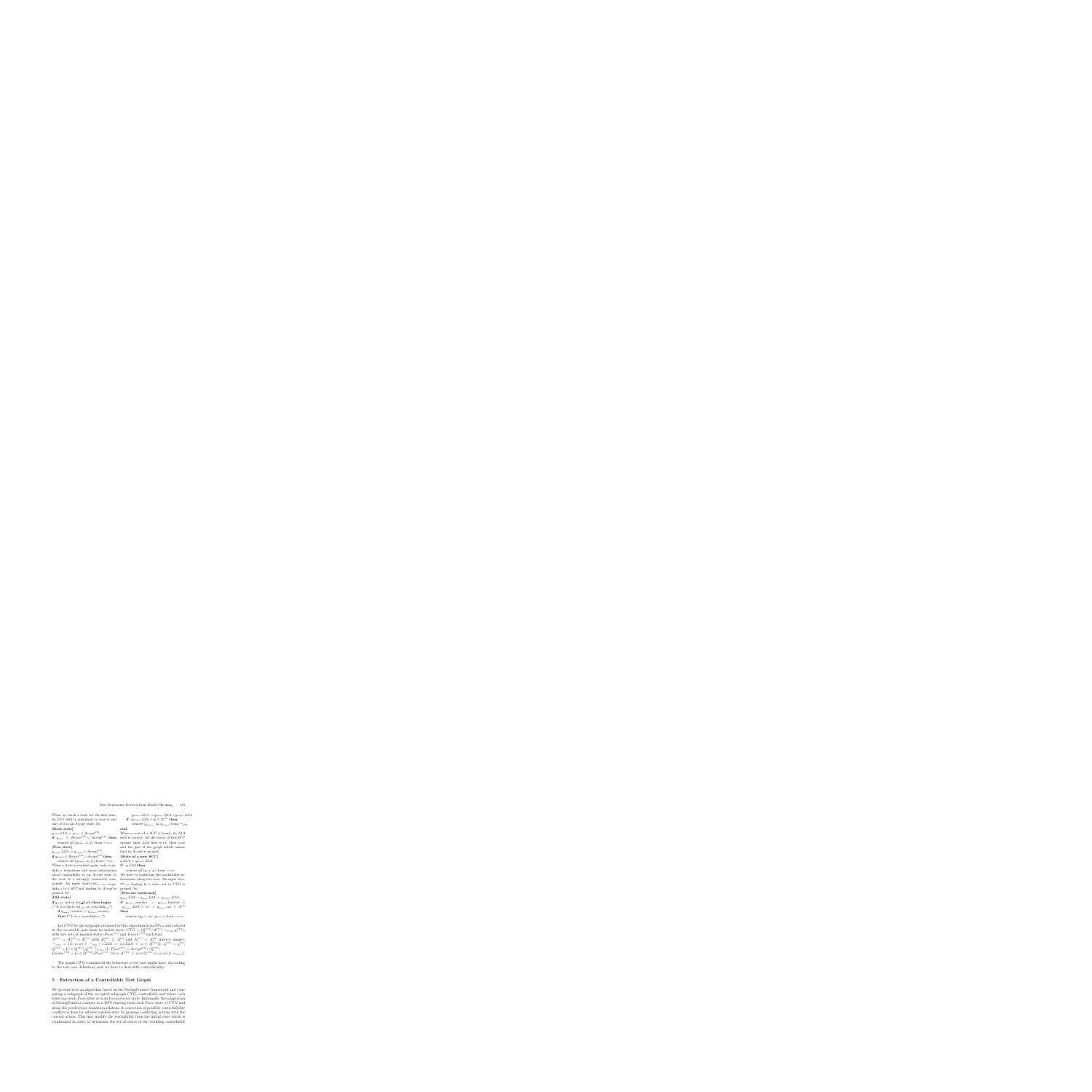When we reach a state for the first time, its $L2A$ field is initialized to true if and only if it is an *Accept* state. So:

**[Start state]**

$q_{init}.L2A := q_{init} \in Accept^{VS}$;

**if** $q_{init} \in Reject^{VS} \cup Accept^{VS}$ **then** remove all $(q_{init}, a, q')$ from $\rightarrow_{VS}$;

**[New state]**

$q_{next}.L2A := q_{next} \in Accept^{VS}$;

**if** $q_{next} \in Reject^{VS} \cup Accept^{VS}$ **then** remove all $(q_{next}, a, q')$ from $\rightarrow_{VS}$;

When a state is reached again, only cross-link$_{SCC}$ transitions add more information about reachability to an *Accept* state to the root of a strongly connected component. An input short-cut$_{SCC}$ or cross-link$_{SCC}$ to a SCC not leading to *Accept* is pruned. So:

**[Old state]**

**if** $q_{next}$ not in *Scc_Stack* **then begin**
(* It is a short-cut$_{SCC}$ or cross-link$_{SCC}$ *)
**if** $q_{next}.number < q_{current}.number$ **then** (* It is a cross-link$_{SCC}$ *)
$q_{current}.L2A := q_{current}.L2A \vee q_{next}.L2A$;
**if** $\neg q_{next}.L2A \wedge a \in A_I^{VS}$ **then** remove $(q_{current}, a, q_{next})$ from $\rightarrow_{VS}$;
**end**

When a root of a SCC is found, its $L2A$ field is correct. All the states of this SCC update their $L2A$ field w.r.t. their root and the part of the graph which cannot lead to *Accept* is pruned:

**[State of a new SCC]**

$q.L2A := q_{root}.L2A$;

**if** $\neg q.L2A$ **then** remove all $(q, a, q')$ from $\rightarrow_{VS}$;

We have to synthesize the reachability information along tree-arcs. An input tree-arc$_{SCC}$ leading to a state not in $CTG$ is pruned. So:

**[Tree-arc backtrack]**

$q_{prev}.L2A := q_{prev}.L2A \vee q_{current}.L2A$;

**if** $q_{prev}.number = q_{current}.lowlink \wedge \neg q_{current}.L2A \wedge \alpha' = q_{current}.act \in A_I^{VS}$ **then** remove $(q_{prev}, \alpha', q_{current})$ from $\rightarrow_{VS}$;

Let $CTG$ be the subgraph obtained by this algorithm from $SP_{VS}$ and reduced to the accessible part from its initial state. $CTG = (Q^{CTG}, A^{CTG}, \rightarrow_{CTG}, q_0^{CTG})$, with two sets of marked states $Pass^{CTG}$ and $Inconc^{CTG}$ such that:
$A^{CTG} = A_I^{CTG} \cup A_O^{CTG}$ with $A_O^{CTG} \subseteq A_O^{VS}$ and $A_I^{CTG} = A_I^{VS}$ (mirror image),
$\rightarrow_{CTG} = \{(v, a, w) \in \rightarrow_{VS} \mid v.L2A \wedge (w.L2A \vee a \in A_O^{CTG})\}$, $q_0^{CTG} = q_0^{VS}$,
$Q^{CTG} = \{v \in Q^{VS} \mid q_0^{CTG} \rightarrow^*_{CTG} v\}$, $Pass^{CTG} = Accept^{VS} \cap Q^{CTG}$,
$Inconc^{CTG} = \{v \in Q^{CTG} \backslash Pass^{CTG} \mid \forall a \in A^{CTG} \wedge w \in Q^{CTG}, (v, a, w) \notin \rightarrow_{CTG}\}$.

The graph $CTG$ contains all the behaviors a test case might have. According to the test case definition, now we have to deal with controllability.

## 5 Extraction of a Controllable Test Graph

We present here an algorithm based on the StrongConnect framework and computing a subgraph of the accepted subgraph $CTG$, controllable and where each state can reach *Pass* state or non-*Inconclusive* state. Informally, the adaptation of StrongConnect consists in a DFS starting from each *Pass* state of $CTG$ and using the predecessor transition relation. A correction of possibly controllability conflicts is done for all new reached state by pruning conflicting actions with the current action. This may modify the reachability from the initial state which is synthesized in order to determine the set of states of the resulting controllable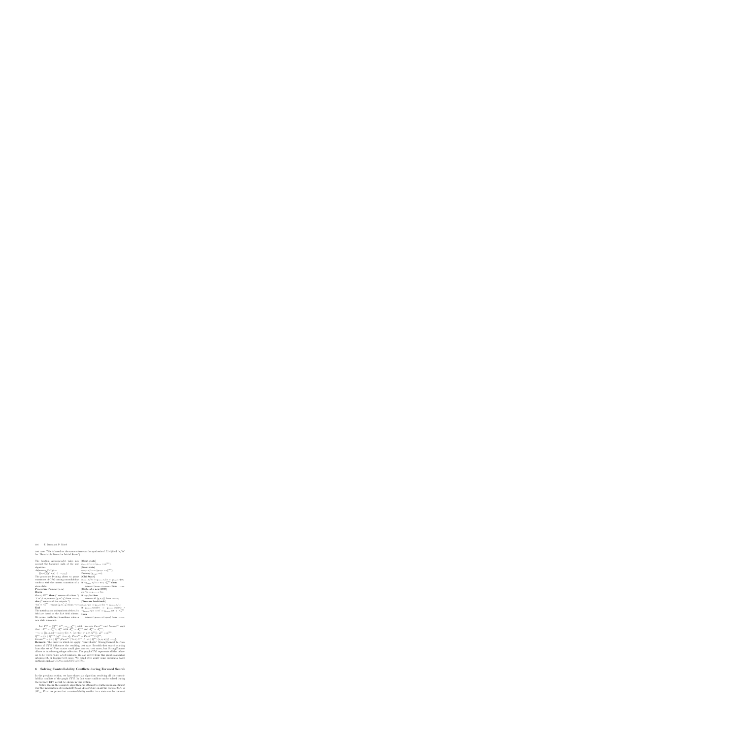test case. This is based on the same scheme as the synthesis of $L2A$ (field "$rfis$" for "Reachable From the Initial State").

The function Adjacency_Set takes into account the backward sight of the new algorithm.

$Adjacency\_Set(q) = \{(a, q')|(q', a, q) \in \rightarrow_{ctg}\}$

The procedure Pruning allows to prune transitions of $CTG$ causing controllability conflicts with the current transition of a given state.

**Procedure** Pruning $(q, \alpha)$
**Begin**
**if** $\alpha \in A_!^{ctg}$ **then** (* remove all others *)
$\forall \alpha' \neq \alpha$, remove $(q, \alpha', q')$ from $\rightarrow_{CTG}$;
**else** (* remove all the outputs *)
$\forall \alpha' \in A_!^{ctg}$, remove $(q, \alpha', q')$ from $\rightarrow_{CTG}$;
**End**

The initialization and synthesis of the $rfis$ field are based on the $L2A$ field scheme. We prune conflicting transitions when a new state is reached.

**[Start state]**
$q_{start}.rfis := (q_{start} = q_0^{ctg})$;
**[New state]**
$q_{new}.rfis := (q_{new} = q_0^{ctg})$;
Pruning $(q_{new}, \alpha)$;
**[Old State]**
$q_{old}.rfis := q_{old}.rfis \vee q_{old}.rfis$;
**if** $\neg q_{old}.rfis \wedge \alpha \in A_?^{ctg}$ **then**
 remove $(q_{old}, \alpha, q_{old})$ from $\rightarrow_{CTG}$;
**[State of a new SCC]**
$q.rfis := q_{root}.rfis$;
**if** $\neg q.rfis$ **then**
 remove all $(q, a, q')$ from $\rightarrow_{CTG}$;
**[Tree-arc backtrack]**
$q_{old}.rfis := q_{old}.rfis \vee q_{new}.rfis$;
**if** $q_{new}.number = q_{new}.lowlink \wedge \neg q_{new}.rfis \wedge \alpha(:=q_{new}.act) \in A_?^{ctg}$ **then**
 remove $(q_{new}, \alpha, q_{new})$ from $\rightarrow_{CTG}$;

Let $TC = (Q^{tc}, A^{tc}, \rightarrow_{tc}, q_0^{tc})$, with two sets $Pass^{tc}$ and $Inconc^{tc}$ such that : $A^{tc} = A_?^{tc} \cup A_!^{tc}$ with $A_?^{tc} = A_?^{ctg}$ and $A_!^{tc} = A_!^{ctg}$,
$\rightarrow_{tc} = \{(v, a, w) | \rightarrow_{CTG} (v.rfis \wedge (w.rfis \vee a \in A_!^{tc}))\}$, $q_0^{tc} = q_0^{ctg}$,
$Q^{tc} = \{v \in Q^{ctg} | q_0^{tc} \xrightarrow{*}_{tc} v\}$, $Pass^{tc} = Pass^{ctg} \cap Q^{tc}$,
$Inconc^{tc} = \{v \in Q^{tc} \backslash Pass^{tc} | \forall a \in A^{tc} \wedge w \in Q^{tc}, (v, a, w) \notin \rightarrow_{tc}\}$.

**Remark:** The order in which we apply "controllable" StrongConnect to *Pass* states of $CTG$ influences the resulting test case. Breadth-first search starting from the set of *Pass* states could give shortest test cases, but StrongConnect allows to interleave garbage collection. The graph $CTG$ represents all the behavior to be tested w.r.t. a test purpose. We can derive from this graph sequential, arborescent, or looping test cases. We could even apply some automata based methods such as UIO to each SCC of $CTG$.

## 6 Solving Controllability Conflicts during Forward Search

In the previous section, we have shown an algorithm resolving all the controllability conflicts of the graph $CTG$. In fact some conflicts can be solved during the forward DFS as will be shown in this section.

Notice that in the complete algorithm, we attempt to synthesize in an efficient way the information of reachability to an *Accept* state on all the roots of SCC of $SP_{vis}$. First, we prove that a controllability conflict in a state can be removed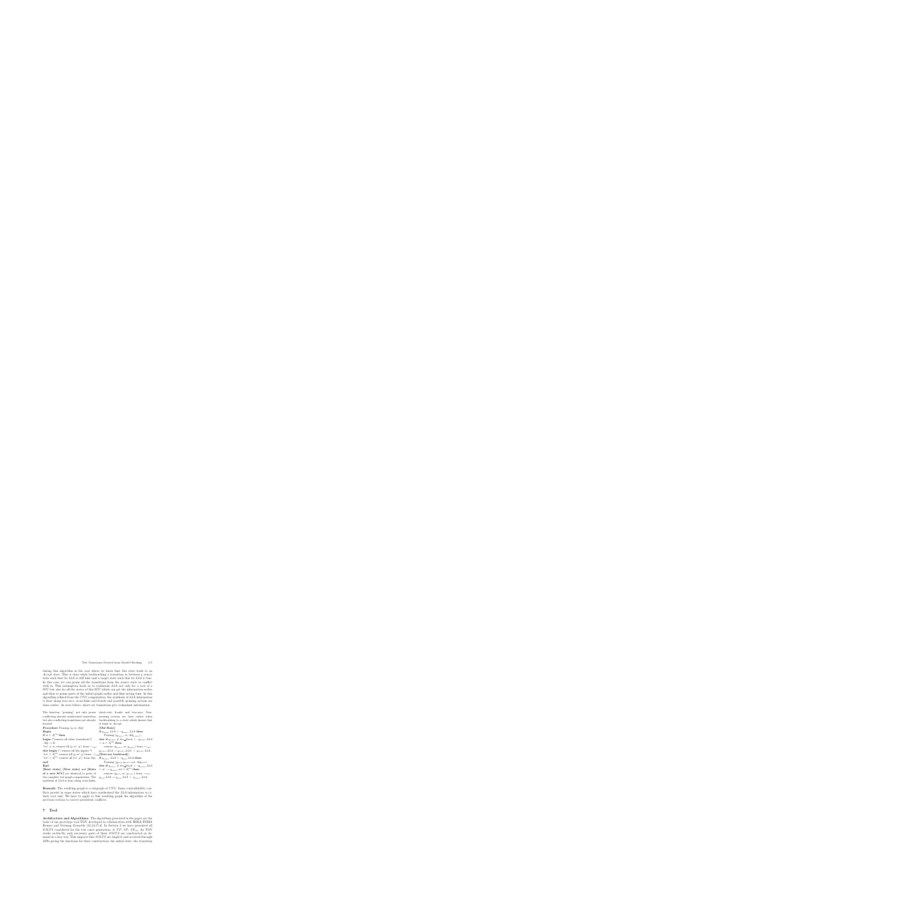during this algorithm in the case where we know that this state leads to an *Accept* state. This is done while backtracking a transition m between a source state such that its $L2A$ is still false and a target state such that its $L2A$ is true. In this case, we can prune all the transitions from the source state in conflict with m. This assumption leads us to synthesize $L2A$ not only for a root of a SCC but also for all the states of this SCC which can get the information earlier and then to prune parts of the initial graph earlier and thus saving time. In this algorithm refined from the $CTG$ computation, the synthesis of $L2A$ information is done along tree-arcs, cross-links and fronds and possible pruning actions are done earlier. As seen before, short-cut transitions give redundant information.

The function "pruning" not only prune conflicting already synthesized transitions but also conflicting transitions not already treated.

**Procedure** Pruning $(q, m, Adj)$
**Begin**
**if** $m \in A_I^{obs}$ **then**
**begin** (* remove all other transitions*)
$Adj := \emptyset$;
$\forall m' \neq m$, remove all $(q, m', q')$ from $\rightarrow_{CTG}$
**else begin** (* remove all the inputs *)
$\forall m' \in A_I^{obs}$, remove all $(q, m', q')$ from $\rightarrow_{CTG}$
$\forall m' \in A_I^{obs}$, remove all $(m', q')$ from $Adj$;
**end**
**End**

**[Start state]**, **[New state]** and **[State of a new SCC]** are identical to parts of the complete test graph computation. The synthesis of $L2A$ is done along cross-links, short-cuts, fronds and tree-arcs. Now, pruning actions are done earlier when backtracking to a state which knows that it leads to *Accept*.

**[Old State]**
**if** $q_{next}.L2A \wedge \neg q_{current}.L2A$ **then**
  Pruning $(q_{current}, m, Adj(q_{current}))$;
**else if** $q_{next} \notin Scc\_Stack \wedge \neg q_{current}.L2A \wedge m \in A_I^{obs}$ **then**
  remove $(q_{current}, m, q_{next})$ from $\rightarrow_{CTG}$;
$q_{current}.L2A := q_{current}.L2A \vee q_{next}.L2A$;
**[Tree-arc backtrack]**
**if** $q_{current}.L2A \wedge \neg q_{pred}.L2A$ **then**
  Pruning $(q_{pred}, q_{pred}.out, Adj(q_{pred}))$;
**else if** $q_{current} \notin Scc\_Stack \wedge \neg q_{pred}.L2A \wedge m' = q_{pred}.out \in A_I^{obs}$ **then**
  remove $(q_{pred}, m', q_{current})$ from $\rightarrow_{CTG}$;
$q_{pred}.L2A := q_{pred}.L2A \vee q_{current}.L2A$;

**Remark:** The resulting graph is a subgraph of $CTG$. Some controllability conflicts persist in some states which have synthesized the $L2A$ information w.r.t. their root only. We have to apply to this resulting graph the algorithm of the previous section to correct persistent conflicts.

## 7 Tool

**Architecture and Algorithms.** The algorithms presented in the paper are the basis of our prototype tool TGV developed in collaboration with IRISA/INRIA Rennes and Verimag Grenoble [12,13,17,4]. In Section 2 we have presented all $IOLTS$ considered for the test cases generation: $S$, $TP$, $SP$, $SP_{vis}$. As TGV works on-the-fly, only necessary parts of these $IOLTS$ are constructed on demand in a lazy way. This imposes that $IOLTS$ are implicit and accessed through APIs giving the functions for their construction: the initial state, the transition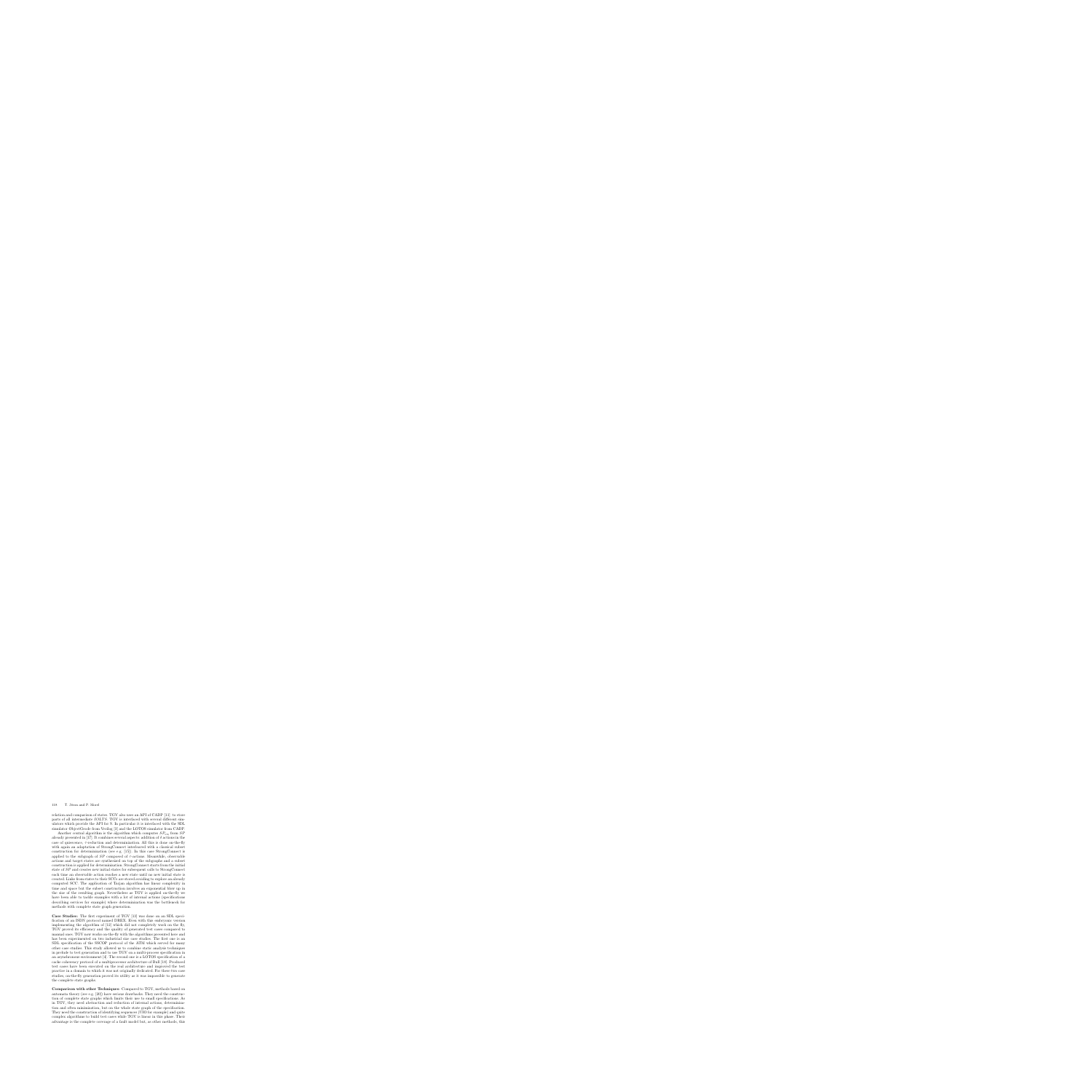relation and comparison of states. TGV also uses an API of CADP [12] to store parts of all intermediate IOLTS. TGV is interfaced with several different simulators which provide the API for S. In particular it is interfaced with the SDL simulator ObjectGeode from Verilog [3] and the LOTOS simulator from CADP.

Another central algorithm is the algorithm which computes $SP_{vis}$ from $SP$ already presented in [17]. It combines several aspects: addition of $\delta$ actions in the case of quiescence, $\tau$-reduction and determinization. All this is done on-the-fly with again an adaptation of StrongConnect interleaved with a classical subset construction for determinization (see e.g. [15]). In this case StrongConnect is applied to the subgraph of $SP$ composed of $\tau$-actions. Meanwhile, observable actions and target states are synthesized on top of the subgraphs and a subset construction is applied for determinization. StrongConnect starts from the initial state of $SP$ and creates new initial states for subsequent calls to StrongConnect each time an observable action reaches a new state until no new initial state is created. Links from states to their SCCs are stored avoiding to explore an already computed SCC. The application of Tarjan algorithm has linear complexity in time and space but the subset construction involves an exponential blow up in the size of the resulting graph. Nevertheless as TGV is applied on-the-fly we have been able to tackle examples with a lot of internal actions (specifications describing services for example) where determinization was the bottleneck for methods with complete state graph generation.

**Case Studies:** The first experiment of TGV [10] was done on an SDL specification of an ISDN protocol named DREX. Even with this embryonic version implementing the algorithm of [12] which did not completely work on the fly, TGV proved its efficiency and the quality of generated test cases compared to manual ones. TGV now works on-the-fly with the algorithms presented here and has been experimented on two industrial size case studies. The first one is an SDL specification of the SSCOP protocol of the ATM which served for many other case studies. This study allowed us to combine static analysis techniques in prelude to test generation and to use TGV on a multi-process specification in an asynchronous environment [4]. The second one is a LOTOS specification of a cache coherency protocol of a multiprocessor architecture of Bull [18]. Produced test cases have been executed on the real architecture and improved the test practice in a domain to which it was not originally dedicated. For these two case studies, on-the-fly generation proved its utility as it was impossible to generate the complete state graphs.

**Comparison with other Techniques:** Compared to TGV, methods based on automata theory (see e.g. [20]) have serious drawbacks. They need the construction of complete state graphs which limits their use to small specifications. As in TGV, they need abstraction and reduction of internal actions, determinization and often minimization, but on the whole state graph of the specification. They need the construction of identifying sequences (UIO for example) and quite complex algorithms to build test cases while TGV is linear in this phase. Their advantage is the complete coverage of a fault model but, as other methods, this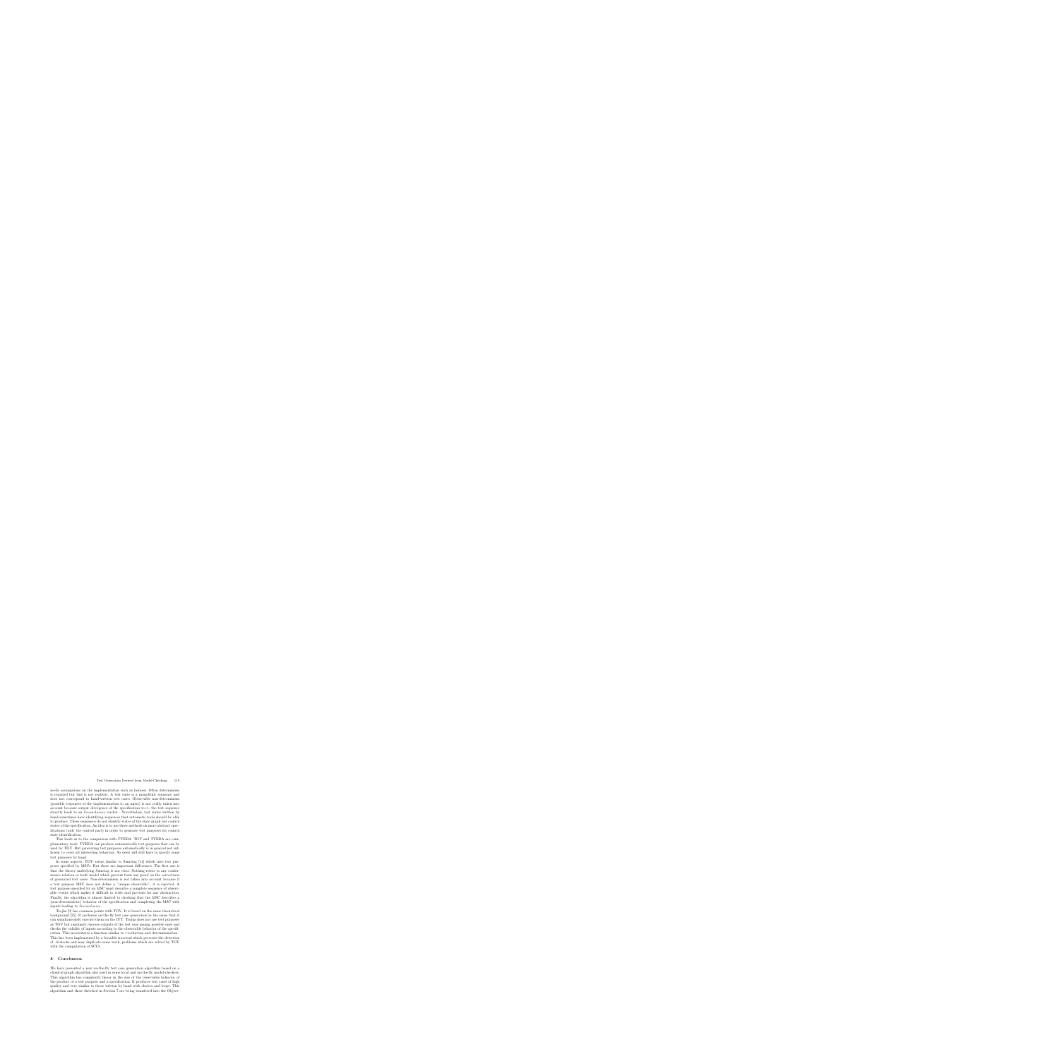needs assumptions on the implementation such as fairness. Often determinism is required but this is not realistic. A test suite is a monolithic sequence and does not correspond to hand-written test cases. Observable non-determinism (possible responses of the implementation to an input) is not really taken into account because output divergence of the specification w.r.t. the test sequence directly leads to an *Inconclusive* verdict . Nevertheless, test suites written by hand sometimes have identifying sequences that automatic tools should be able to produce. These sequences do not identify states of the state graph but control states of the specification. An idea is to use these methods on more abstract specifications (only the control part) in order to generate test purposes for control state identification.

This leads us to the comparison with TVEDA. TGV and TVEDA are complementary tools. TVEDA can produce automatically test purposes that can be used by TGV. But generating test purposes automatically is in general not sufficient to cover all interesting behaviors. So users will still have to specify some test purposes by hand.

In some aspects, TGV seems similar to Samstag [14] which uses test purposes specified by MSCs. But there are important difference. The first one is that the theory underlying Samstag is not clear. Nothing refers to any conformance relation or fault model which prevent from any proof on the correctness of generated test cases. Non-determinism is not taken into account because if a test purpose MSC does not define a "unique observable", it is rejected. A test purpose specified by an MSC must describe a complete sequence of observable events which makes it difficult to write and prevents for any abstraction. Finally, the algorithm is almost limited to checking that the MSC describes a (non-deterministic) behavior of the specification and completing the MSC with inputs leading to *Inconclusive*.

TorX [9] has common points with TGV. It is based on the same theoretical background [25]. It performs on-the-fly test case generation in the sense that it can simultaneously execute them on the IUT. TorX does not use test purposes as TGV but randomly chooses outputs of the test case among possible ones and checks the validity of inputs according to the observable behavior of the specification. This necessitates a function similar to $\tau$-reduction and determinization. This has been implemented by a breadth traversal which prevents the detection of livelocks and may duplicate some work, problems which are solved by TGV with the computation of SCCs.

## 8 Conclusion

We have presented a new on-the-fly test case generation algorithm based on a classical graph algorithm also used in some local and on-the-fly model-checkers. This algorithm has complexity linear in the size of the observable behavior of the product of a test purpose and a specification. It produces test cases of high quality and very similar to those written by hand with choices and loops. This algorithm and those sketched in Section 7 are being transferred into the Object-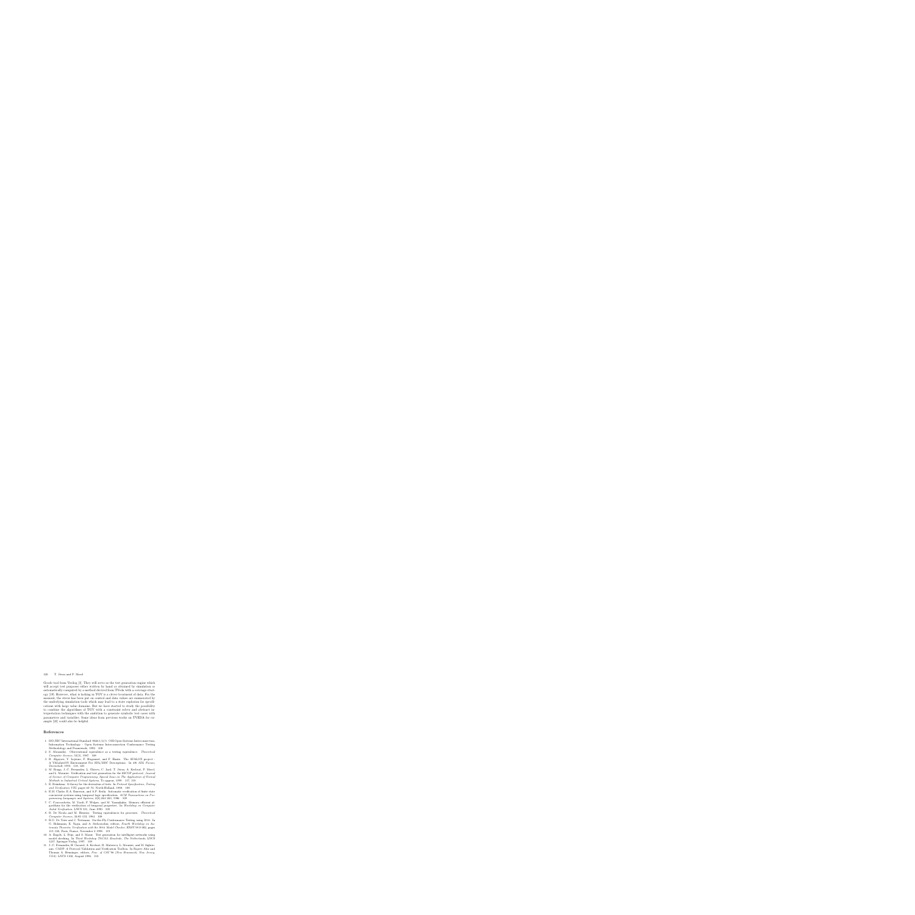Geode tool from Verilog [3]. They will serve as the test generation engine which will accept test purposes either written by hand or obtained by simulation or automatically computed by a method derived from TVeda with a coverage strategy [19]. However, what is lacking in TGV is a clever treatment of data. For the moment, the stress has been put on control and data values are enumerated by the underlying simulation tools which may lead to a state explosion for specifications with large value domains. But we have started to study the possibility to combine the algorithms of TGV with a constraint solver and abstract interpretation techniques with the ambition to generate symbolic test cases with parameters and variables. Some ideas from previous works on TVEDA for example [22] could also be helpful.

## References

1. ISO/IEC International Standard 9646-1/2/3. OSI-Open Systems Interconnection, Information Technology - Open Systems Interconnection Conformance Testing Methodology and Framework, 1992. 108
2. S. Abramsky. Observational equivalence as a testing equivalence. *Theoretical Computer Science*, 53(3), 1987. 108
3. B. Algayres, Y. Lejeune, F. Hugonnet, and F. Hantz. The AVALON project : A VALidatiON Environment For SDL/MSC Descriptions. In *6th SDL Forum, Darmstadt*, 1993. 118, 120
4. M. Bozga, J.-C. Fernandez, L. Ghirvu, C. Jard, T. Jéron, A. Kerbrat, P. Morel, and L. Mounier. Verification and test generation for the SSCOP protocol. *Journal of Science of Computer Programming, Special Issue on The Application of Formal Methods in Industrial Critical Systems*, To appear, 1999. 117, 119
5. E. Brinksma. A theory for the derivation of tests. In *Protocol Specification, Testing and Verification VIII*, pages 63–74. North-Holland, 1988. 108
6. E.M. Clarke, E.A. Emerson, and A.P. Sistla. Automatic verification of finite state concurrent systems using temporal logic specification. *ACM Transactions on Programming Languages and Systems*, 2(8):244–263, 1986. 109
7. C. Courcoubetis, M. Vardi, P. Wolper, and M. Yannakakis. Memory efficient algorithms for the verification of temporal properties. In *Workshop on Computer Aided Verification*. LNCS 531, June 1990. 109
8. R. De Nicola and M. Hennessy. Testing equivalences for processes. *Theoretical Computer Science*, 34:83–133, 1984. 108
9. R.G. De Vries and J. Tretmans. On-the-Fly Conformance Testing using SPIN. In G. Holzmann, E. Najm, and A. Serhrouchni, editors, *Fourth Workshop on Automata Theoretic Verification with the SPIN Model Checker*, ENST 98 S 002, pages 115–128, Paris, France, November 2 1998. 119
10. A. Engels, L. Feijs, and S. Mauw. Test generation for intelligent networks using model checking. In *Third Workshop TACAS, Enschede, The Netherlands*. LNCS 1217. Springer-Verlag, 1997. 119
11. J.-C. Fernandez, H. Garavel, A. Kerbrat, R. Mateescu, L. Mounier, and M. Sighireanu. CADP: A Protocol Validation and Verification Toolbox. In Rajeev Alur and Thomas A. Henzinger, editors, *Proc. of CAV'96 (New Brunswick, New Jersey, USA)*. LNCS 1102, August 1996. 118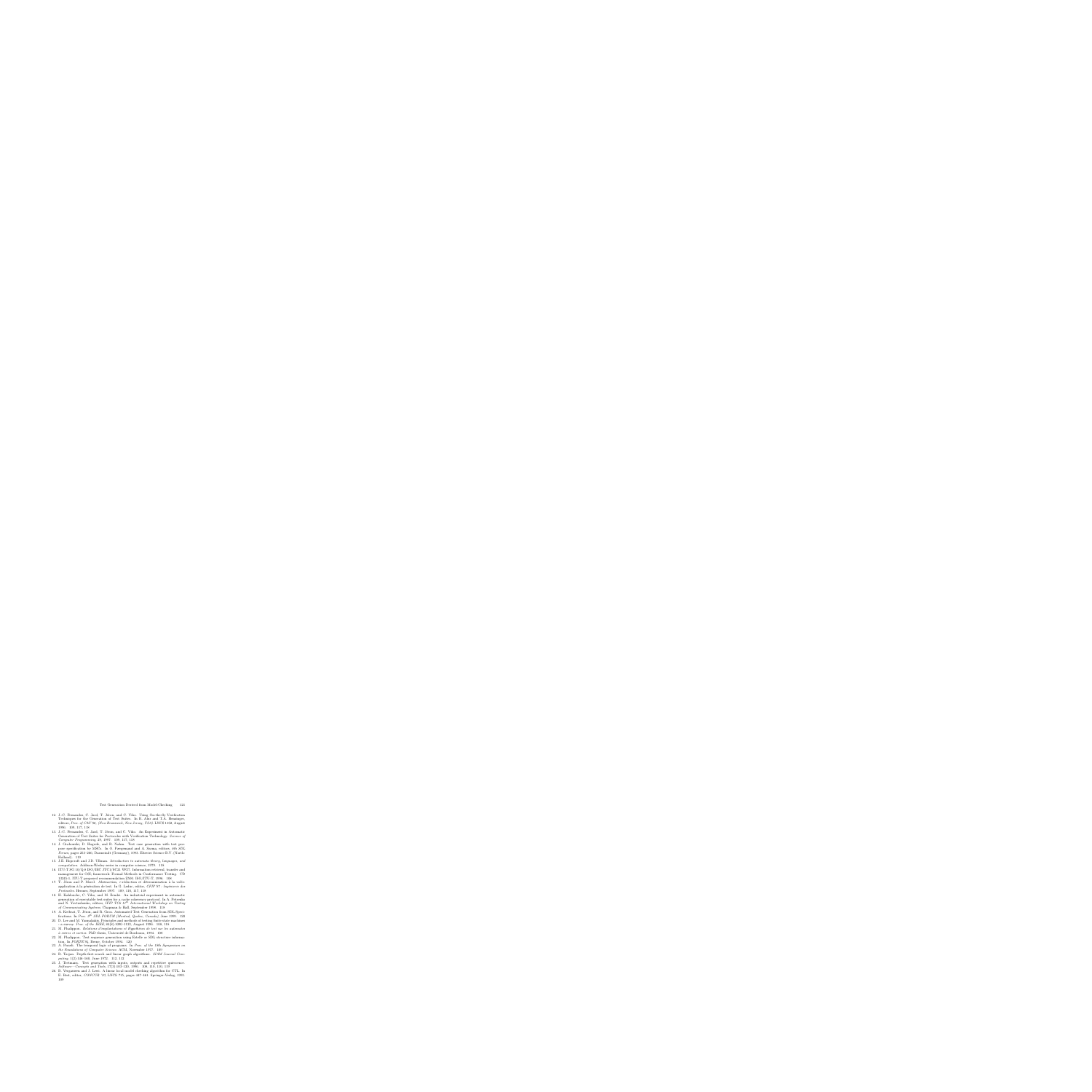12. J.-C. Fernandez, C. Jard, T. Jéron, and C. Viho. Using On-the-fly Verification Techniques for the Generation of Test Suites. In R. Alur and T.A. Henzinger, editors, *Proc. of CAV'96. (New Brunswick, New Jersey, USA)*, LNCS 1102, August 1996. 108, 117, 118

13. J.-C. Fernandez, C. Jard, T. Jéron, and C. Viho. An Experiment in Automatic Generation of Test Suites for Protocols with Verification Technology. *Science of Computer Programming*, 29, 1997. 108, 117, 118

14. J. Grabowski, D. Hogrefe, and R. Nahm. Test case generation with test purpose specification by MSC's. In O. Færgemand and A. Sarma, editors, *6th SDL Forum*, pages 253–266, Darmstadt (Germany), 1993. Elsevier Science B.V. (North-Holland). 119

15. J.E. Hopcroft and J.D. Ullman. *Introduction to automata theory, languages, and computation*. Addison-Wesley series in computer science, 1979. 118

16. ITU-T SG 10/Q.8 ISO/IEC JTC1/SC21 WG7. Information retrieval, transfer and management for OSI; framework: Formal Methods in Conformance Testing. CD 13245-1, ITU-T proposed recommendation Z500. ISO/ITU-T, 1996. 108

17. T. Jéron and P. Morel. Abstraction, τ-réduction et déterminisation à la volée: application à la génération de test. In G. Leduc, editor, *CFIP'97 : Ingénierie des Protocoles*. Hermès, September 1997. 109, 110, 117, 118

18. H. Kahlouche, C. Viho, and M. Zendri. An industrial experiment in automatic generation of executable test suites for a cache coherency protocol. In A. Petrenko and N. Yevtushenko, editors, *IFIP TC6 11th International Workshop on Testing of Communicating Systems*. Chapman & Hall, September 1998. 118

19. A. Kerbrat, T. Jéron, and R. Groz. Automated Test Generation from SDL Specifications. In *Proc. 9th SDL FORUM (Montréal, Québec, Canada)*, June 1999. 120

20. D. Lee and M. Yannakakis. Principles and methods of testing finite state machines - a survey. *Proc. of the IEEE*, 84(8):1090–1123, August 1996. 108, 118

21. M. Phalippou. *Relations d'implantations et Hypothèses de test sur les automates à entrées et sorties*. PhD thesis, Université de Bordeaux, 1994. 108

22. M. Phalippou. Test sequence generation using Estelle or SDL structure information. In *FORTE'94*, Berne, October 1994. 120

23. A. Pnueli. The temporal logic of programs. In *Proc. of the 18th Symposium on the Foundations of Computer Science*. ACM, November 1977. 109

24. R. Tarjan. Depth-first search and linear graph algorithms. *SIAM Journal Computing*, 1(2):146–160, June 1972. 112, 113

25. J. Tretmans. Test generation with inputs, outputs and repetitive quiescence. *Software—Concepts and Tools*, 17(3):103–120, 1996. 108, 110, 111, 119

26. B. Vergauwen and J. Lewi. A linear local model checking algorithm for CTL. In E. Best, editor, *CONCUR '93*, LNCS 715, pages 447–461. Springer-Verlag, 1993. 109